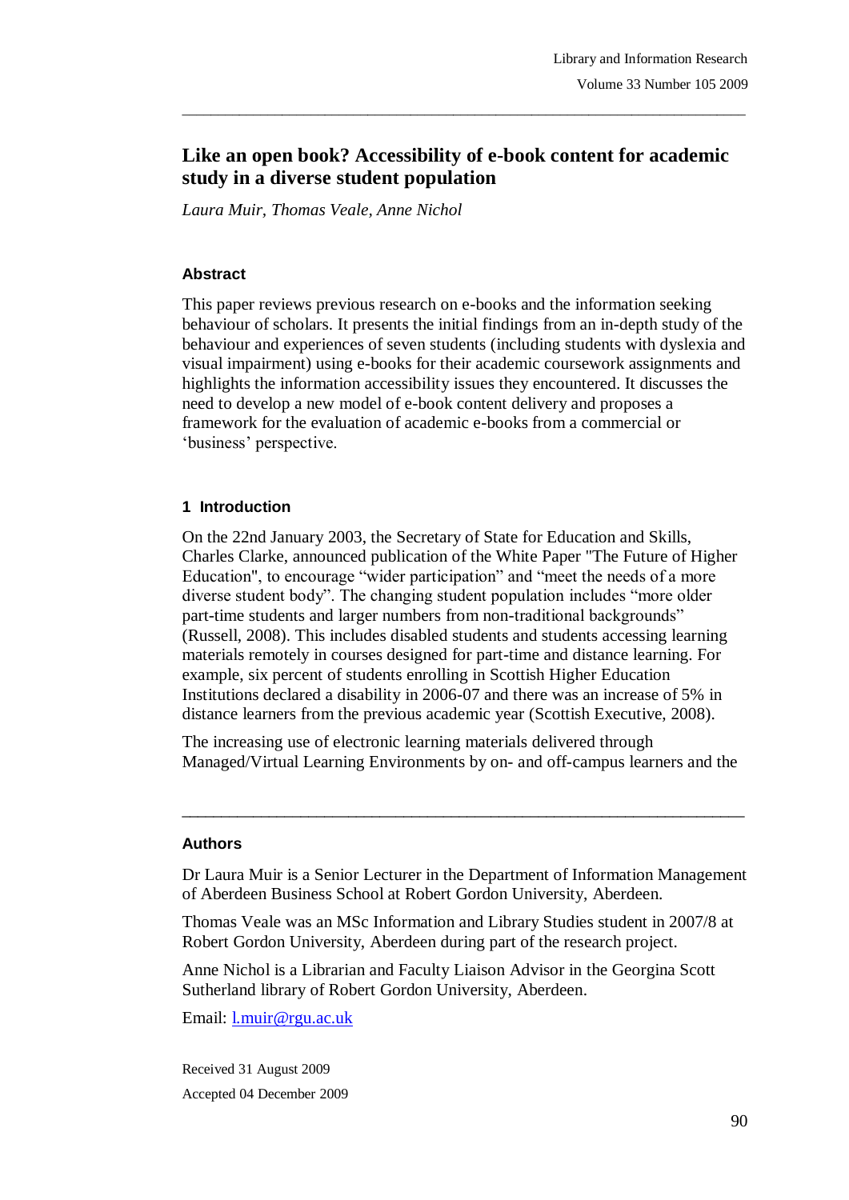# Like an open book? Accessibility of e-book content for academic study in a diverse student population

*Laura Muir, Thomas Veale, Anne Nichol*

## Abstract

This paper reviews previous research on e-books and the information seeking behaviour of scholars. It presents the initial findings from an in-depth study of the behaviour and experiences of seven students (including students with dyslexia and visual impairment) using e-books for their academic coursework assignments and highlights the information accessibility issues they encountered. It discusses the need to develop a new model of e-book content delivery and proposes a framework for the evaluation of academic e-books from a commercial or 'business' perspective.

## 1 Introduction

On the 22nd January 2003, the Secretary of State for Education and Skills, Charles Clarke, announced publication of the White Paper "The Future of Higher Education", to encourage "wider participation" and "meet the needs of a more diverse student body". The changing student population includes "more older part-time students and larger numbers from non-traditional backgrounds" (Russell, 2008). This includes disabled students and students accessing learning materials remotely in courses designed for part-time and distance learning. For example, six percent of students enrolling in Scottish Higher Education Institutions declared a disability in 2006-07 and there was an increase of 5% in distance learners from the previous academic year (Scottish Executive, 2008).

The increasing use of electronic learning materials delivered through Managed/Virtual Learning Environments by on- and off-campus learners and the

---

## Authors

Dr Laura Muir is a Senior Lecturer in the Department of Information Management of Aberdeen Business School at Robert Gordon University, Aberdeen.

Thomas Veale was an MSc Information and Library Studies student in 2007/8 at Robert Gordon University, Aberdeen during part of the research project.

Anne Nichol is a Librarian and Faculty Liaison Advisor in the Georgina Scott Sutherland library of Robert Gordon University, Aberdeen.

Email: l.muir@rgu.ac.uk

Received 31 August 2009

Accepted 04 December 2009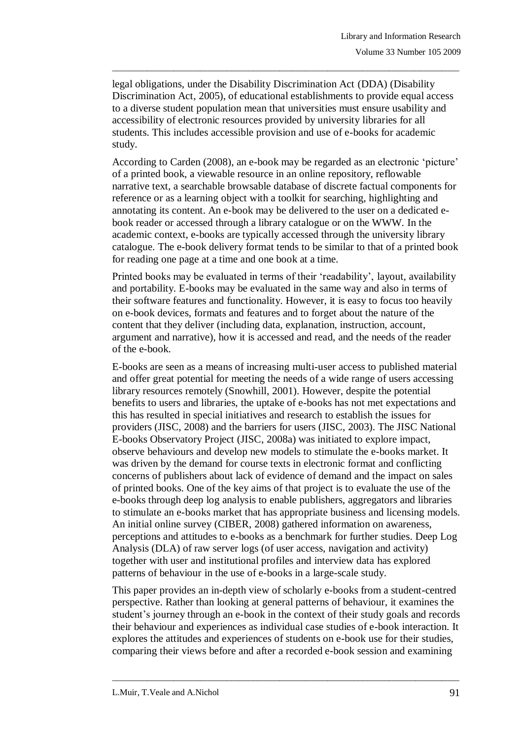legal obligations, under the Disability Discrimination Act (DDA) (Disability Discrimination Act, 2005), of educational establishments to provide equal access to a diverse student population mean that universities must ensure usability and accessibility of electronic resources provided by university libraries for all students. This includes accessible provision and use of e-books for academic study.

According to Carden (2008), an e-book may be regarded as an electronic 'picture' of a printed book, a viewable resource in an online repository, reflowable narrative text, a searchable browsable database of discrete factual components for reference or as a learning object with a toolkit for searching, highlighting and annotating its content. An e-book may be delivered to the user on a dedicated e-book reader or accessed through a library catalogue or on the WWW. In the academic context, e-books are typically accessed through the university library catalogue. The e-book delivery format tends to be similar to that of a printed book for reading one page at a time and one book at a time.

Printed books may be evaluated in terms of their 'readability', layout, availability and portability. E-books may be evaluated in the same way and also in terms of their software features and functionality. However, it is easy to focus too heavily on e-book devices, formats and features and to forget about the nature of the content that they deliver (including data, explanation, instruction, account, argument and narrative), how it is accessed and read, and the needs of the reader of the e-book.

E-books are seen as a means of increasing multi-user access to published material and offer great potential for meeting the needs of a wide range of users accessing library resources remotely (Snowhill, 2001). However, despite the potential benefits to users and libraries, the uptake of e-books has not met expectations and this has resulted in special initiatives and research to establish the issues for providers (JISC, 2008) and the barriers for users (JISC, 2003). The JISC National E-books Observatory Project (JISC, 2008a) was initiated to explore impact, observe behaviours and develop new models to stimulate the e-books market. It was driven by the demand for course texts in electronic format and conflicting concerns of publishers about lack of evidence of demand and the impact on sales of printed books. One of the key aims of that project is to evaluate the use of the e-books through deep log analysis to enable publishers, aggregators and libraries to stimulate an e-books market that has appropriate business and licensing models. An initial online survey (CIBER, 2008) gathered information on awareness, perceptions and attitudes to e-books as a benchmark for further studies. Deep Log Analysis (DLA) of raw server logs (of user access, navigation and activity) together with user and institutional profiles and interview data has explored patterns of behaviour in the use of e-books in a large-scale study.

This paper provides an in-depth view of scholarly e-books from a student-centred perspective. Rather than looking at general patterns of behaviour, it examines the student's journey through an e-book in the context of their study goals and records their behaviour and experiences as individual case studies of e-book interaction. It explores the attitudes and experiences of students on e-book use for their studies, comparing their views before and after a recorded e-book session and examining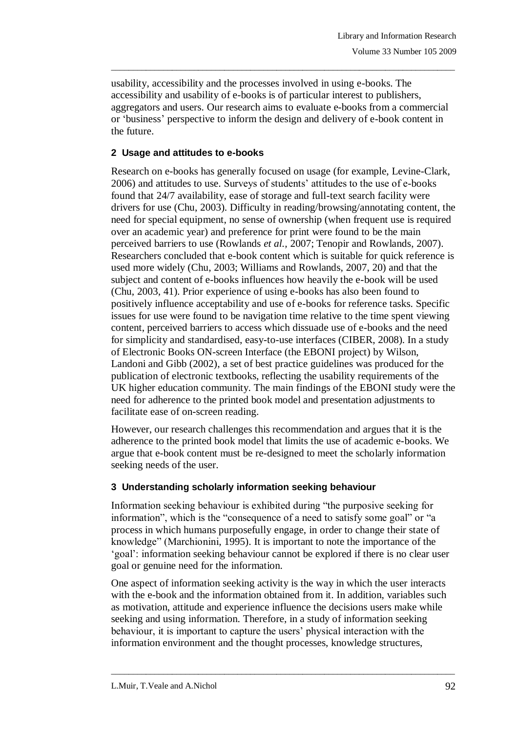usability, accessibility and the processes involved in using e-books. The accessibility and usability of e-books is of particular interest to publishers, aggregators and users. Our research aims to evaluate e-books from a commercial or 'business' perspective to inform the design and delivery of e-book content in the future.

## 2 Usage and attitudes to e-books

Research on e-books has generally focused on usage (for example, Levine-Clark, 2006) and attitudes to use. Surveys of students' attitudes to the use of e-books found that 24/7 availability, ease of storage and full-text search facility were drivers for use (Chu, 2003). Difficulty in reading/browsing/annotating content, the need for special equipment, no sense of ownership (when frequent use is required over an academic year) and preference for print were found to be the main perceived barriers to use (Rowlands *et al.*, 2007; Tenopir and Rowlands, 2007). Researchers concluded that e-book content which is suitable for quick reference is used more widely (Chu, 2003; Williams and Rowlands, 2007, 20) and that the subject and content of e-books influences how heavily the e-book will be used (Chu, 2003, 41). Prior experience of using e-books has also been found to positively influence acceptability and use of e-books for reference tasks. Specific issues for use were found to be navigation time relative to the time spent viewing content, perceived barriers to access which dissuade use of e-books and the need for simplicity and standardised, easy-to-use interfaces (CIBER, 2008). In a study of Electronic Books ON-screen Interface (the EBONI project) by Wilson, Landoni and Gibb (2002), a set of best practice guidelines was produced for the publication of electronic textbooks, reflecting the usability requirements of the UK higher education community. The main findings of the EBONI study were the need for adherence to the printed book model and presentation adjustments to facilitate ease of on-screen reading.

However, our research challenges this recommendation and argues that it is the adherence to the printed book model that limits the use of academic e-books. We argue that e-book content must be re-designed to meet the scholarly information seeking needs of the user.

## 3 Understanding scholarly information seeking behaviour

Information seeking behaviour is exhibited during "the purposive seeking for information", which is the "consequence of a need to satisfy some goal" or "a process in which humans purposefully engage, in order to change their state of knowledge" (Marchionini, 1995). It is important to note the importance of the 'goal': information seeking behaviour cannot be explored if there is no clear user goal or genuine need for the information.

One aspect of information seeking activity is the way in which the user interacts with the e-book and the information obtained from it. In addition, variables such as motivation, attitude and experience influence the decisions users make while seeking and using information. Therefore, in a study of information seeking behaviour, it is important to capture the users' physical interaction with the information environment and the thought processes, knowledge structures,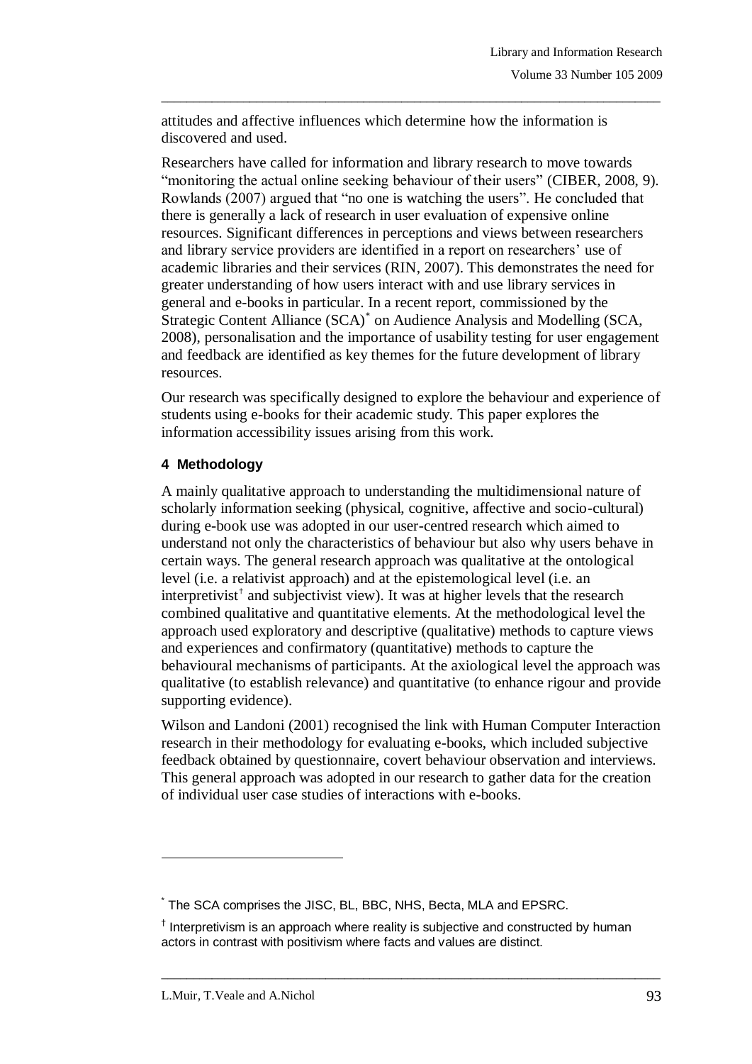attitudes and affective influences which determine how the information is discovered and used.

Researchers have called for information and library research to move towards "monitoring the actual online seeking behaviour of their users" (CIBER, 2008, 9). Rowlands (2007) argued that "no one is watching the users". He concluded that there is generally a lack of research in user evaluation of expensive online resources. Significant differences in perceptions and views between researchers and library service providers are identified in a report on researchers' use of academic libraries and their services (RIN, 2007). This demonstrates the need for greater understanding of how users interact with and use library services in general and e-books in particular. In a recent report, commissioned by the Strategic Content Alliance (SCA)[*] on Audience Analysis and Modelling (SCA, 2008), personalisation and the importance of usability testing for user engagement and feedback are identified as key themes for the future development of library resources.

Our research was specifically designed to explore the behaviour and experience of students using e-books for their academic study. This paper explores the information accessibility issues arising from this work.

### 4 Methodology

A mainly qualitative approach to understanding the multidimensional nature of scholarly information seeking (physical, cognitive, affective and socio-cultural) during e-book use was adopted in our user-centred research which aimed to understand not only the characteristics of behaviour but also why users behave in certain ways. The general research approach was qualitative at the ontological level (i.e. a relativist approach) and at the epistemological level (i.e. an interpretivist[†] and subjectivist view). It was at higher levels that the research combined qualitative and quantitative elements. At the methodological level the approach used exploratory and descriptive (qualitative) methods to capture views and experiences and confirmatory (quantitative) methods to capture the behavioural mechanisms of participants. At the axiological level the approach was qualitative (to establish relevance) and quantitative (to enhance rigour and provide supporting evidence).

Wilson and Landoni (2001) recognised the link with Human Computer Interaction research in their methodology for evaluating e-books, which included subjective feedback obtained by questionnaire, covert behaviour observation and interviews. This general approach was adopted in our research to gather data for the creation of individual user case studies of interactions with e-books.

---

[*] The SCA comprises the JISC, BL, BBC, NHS, Becta, MLA and EPSRC.

[†] Interpretivism is an approach where reality is subjective and constructed by human actors in contrast with positivism where facts and values are distinct.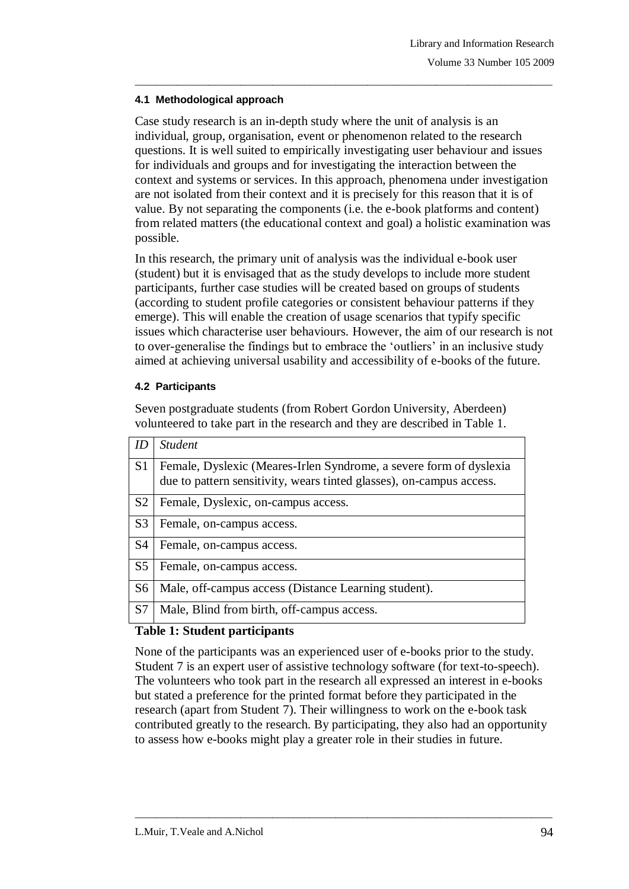### 4.1 Methodological approach

Case study research is an in-depth study where the unit of analysis is an individual, group, organisation, event or phenomenon related to the research questions. It is well suited to empirically investigating user behaviour and issues for individuals and groups and for investigating the interaction between the context and systems or services. In this approach, phenomena under investigation are not isolated from their context and it is precisely for this reason that it is of value. By not separating the components (i.e. the e-book platforms and content) from related matters (the educational context and goal) a holistic examination was possible.

In this research, the primary unit of analysis was the individual e-book user (student) but it is envisaged that as the study develops to include more student participants, further case studies will be created based on groups of students (according to student profile categories or consistent behaviour patterns if they emerge). This will enable the creation of usage scenarios that typify specific issues which characterise user behaviours. However, the aim of our research is not to over-generalise the findings but to embrace the 'outliers' in an inclusive study aimed at achieving universal usability and accessibility of e-books of the future.

### 4.2 Participants

Seven postgraduate students (from Robert Gordon University, Aberdeen) volunteered to take part in the research and they are described in Table 1.

| *ID* | *Student* |
|---|---|
| S1 | Female, Dyslexic (Meares-Irlen Syndrome, a severe form of dyslexia due to pattern sensitivity, wears tinted glasses), on-campus access. |
| S2 | Female, Dyslexic, on-campus access. |
| S3 | Female, on-campus access. |
| S4 | Female, on-campus access. |
| S5 | Female, on-campus access. |
| S6 | Male, off-campus access (Distance Learning student). |
| S7 | Male, Blind from birth, off-campus access. |

**Table 1: Student participants**

None of the participants was an experienced user of e-books prior to the study. Student 7 is an expert user of assistive technology software (for text-to-speech). The volunteers who took part in the research all expressed an interest in e-books but stated a preference for the printed format before they participated in the research (apart from Student 7). Their willingness to work on the e-book task contributed greatly to the research. By participating, they also had an opportunity to assess how e-books might play a greater role in their studies in future.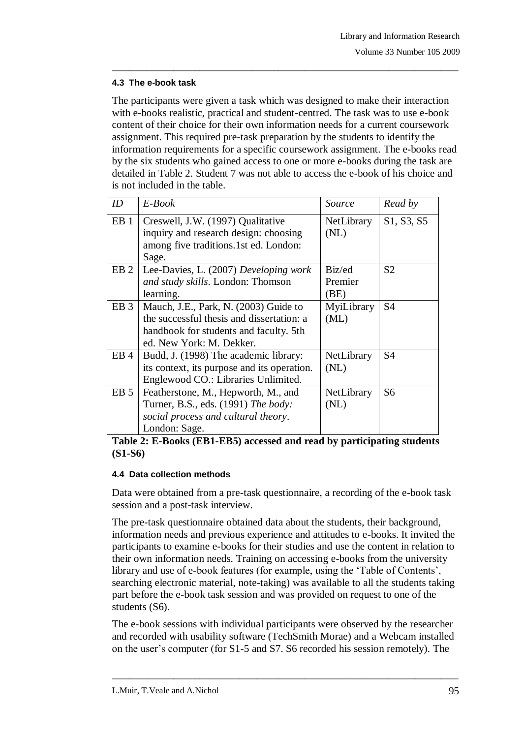### 4.3 The e-book task

The participants were given a task which was designed to make their interaction with e-books realistic, practical and student-centred. The task was to use e-book content of their choice for their own information needs for a current coursework assignment. This required pre-task preparation by the students to identify the information requirements for a specific coursework assignment. The e-books read by the six students who gained access to one or more e-books during the task are detailed in Table 2. Student 7 was not able to access the e-book of his choice and is not included in the table.

| *ID* | *E-Book* | *Source* | *Read by* |
|---|---|---|---|
| EB 1 | Creswell, J.W. (1997) Qualitative inquiry and research design: choosing among five traditions.1st ed. London: Sage. | NetLibrary (NL) | S1, S3, S5 |
| EB 2 | Lee-Davies, L. (2007) *Developing work and study skills*. London: Thomson learning. | Biz/ed Premier (BE) | S2 |
| EB 3 | Mauch, J.E., Park, N. (2003) Guide to the successful thesis and dissertation: a handbook for students and faculty. 5th ed. New York: M. Dekker. | MyiLibrary (ML) | S4 |
| EB 4 | Budd, J. (1998) The academic library: its context, its purpose and its operation. Englewood CO.: Libraries Unlimited. | NetLibrary (NL) | S4 |
| EB 5 | Featherstone, M., Hepworth, M., and Turner, B.S., eds. (1991) *The body: social process and cultural theory*. London: Sage. | NetLibrary (NL) | S6 |

**Table 2: E-Books (EB1-EB5) accessed and read by participating students (S1-S6)**

### 4.4 Data collection methods

Data were obtained from a pre-task questionnaire, a recording of the e-book task session and a post-task interview.

The pre-task questionnaire obtained data about the students, their background, information needs and previous experience and attitudes to e-books. It invited the participants to examine e-books for their studies and use the content in relation to their own information needs. Training on accessing e-books from the university library and use of e-book features (for example, using the 'Table of Contents', searching electronic material, note-taking) was available to all the students taking part before the e-book task session and was provided on request to one of the students (S6).

The e-book sessions with individual participants were observed by the researcher and recorded with usability software (TechSmith Morae) and a Webcam installed on the user's computer (for S1-5 and S7. S6 recorded his session remotely). The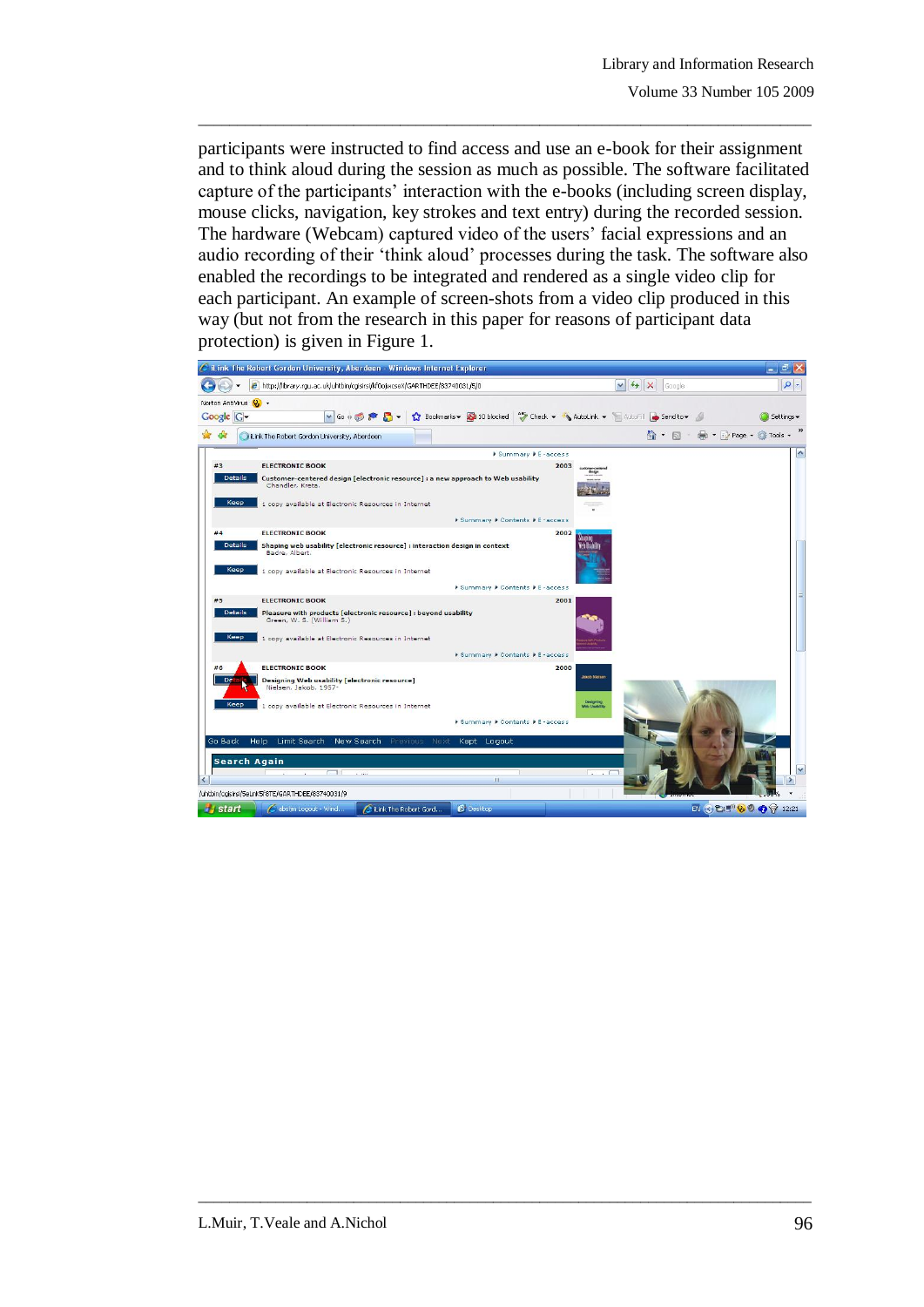participants were instructed to find access and use an e-book for their assignment and to think aloud during the session as much as possible. The software facilitated capture of the participants' interaction with the e-books (including screen display, mouse clicks, navigation, key strokes and text entry) during the recorded session. The hardware (Webcam) captured video of the users' facial expressions and an audio recording of their 'think aloud' processes during the task. The software also enabled the recordings to be integrated and rendered as a single video clip for each participant. An example of screen-shots from a video clip produced in this way (but not from the research in this paper for reasons of participant data protection) is given in Figure 1.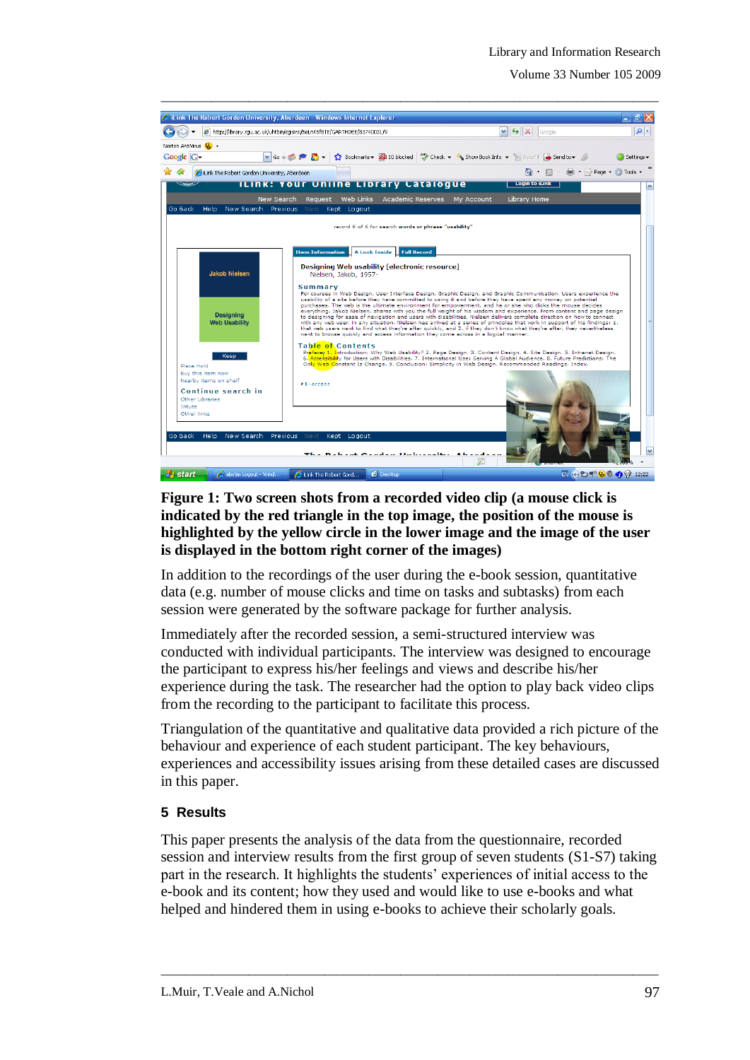**Figure 1: Two screen shots from a recorded video clip (a mouse click is indicated by the red triangle in the top image, the position of the mouse is highlighted by the yellow circle in the lower image and the image of the user is displayed in the bottom right corner of the images)**

In addition to the recordings of the user during the e-book session, quantitative data (e.g. number of mouse clicks and time on tasks and subtasks) from each session were generated by the software package for further analysis.

Immediately after the recorded session, a semi-structured interview was conducted with individual participants. The interview was designed to encourage the participant to express his/her feelings and views and describe his/her experience during the task. The researcher had the option to play back video clips from the recording to the participant to facilitate this process.

Triangulation of the quantitative and qualitative data provided a rich picture of the behaviour and experience of each student participant. The key behaviours, experiences and accessibility issues arising from these detailed cases are discussed in this paper.

## 5 Results

This paper presents the analysis of the data from the questionnaire, recorded session and interview results from the first group of seven students (S1-S7) taking part in the research. It highlights the students' experiences of initial access to the e-book and its content; how they used and would like to use e-books and what helped and hindered them in using e-books to achieve their scholarly goals.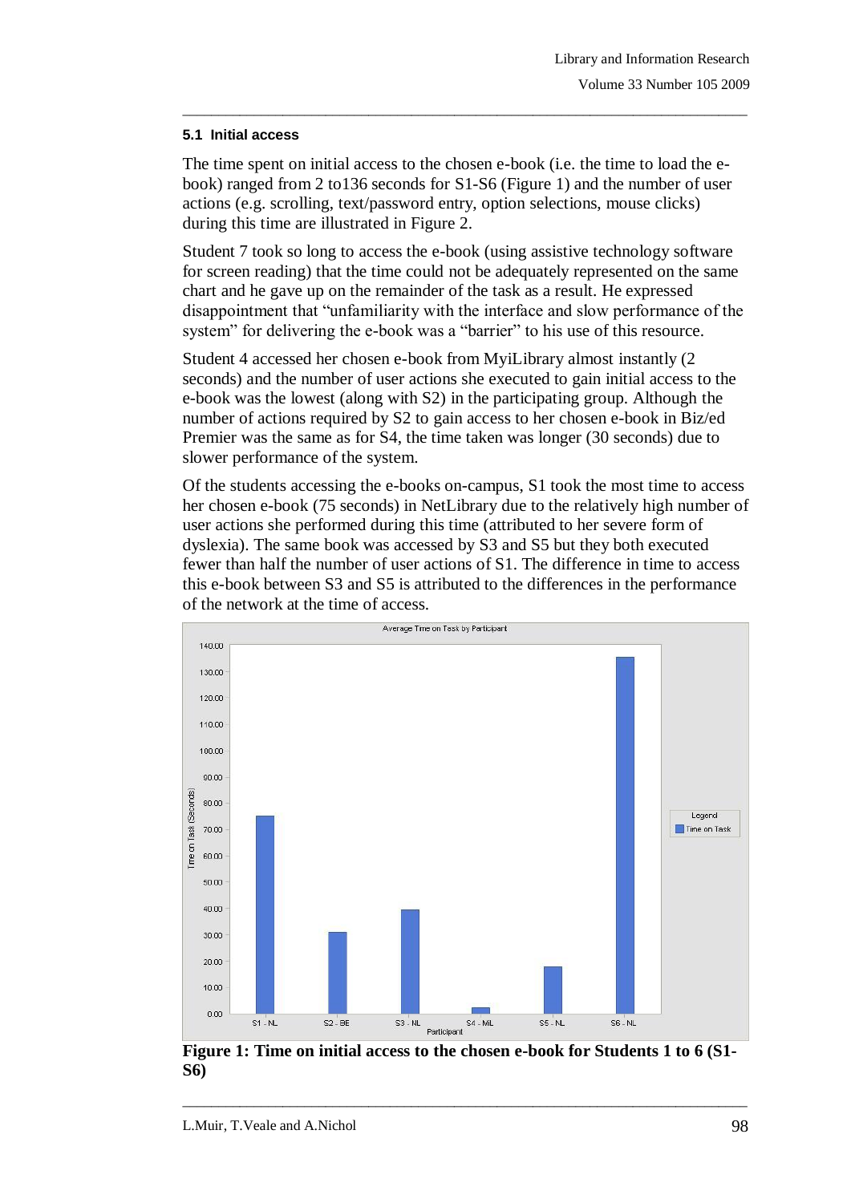### 5.1 Initial access

The time spent on initial access to the chosen e-book (i.e. the time to load the e-book) ranged from 2 to136 seconds for S1-S6 (Figure 1) and the number of user actions (e.g. scrolling, text/password entry, option selections, mouse clicks) during this time are illustrated in Figure 2.

Student 7 took so long to access the e-book (using assistive technology software for screen reading) that the time could not be adequately represented on the same chart and he gave up on the remainder of the task as a result. He expressed disappointment that "unfamiliarity with the interface and slow performance of the system" for delivering the e-book was a "barrier" to his use of this resource.

Student 4 accessed her chosen e-book from MyiLibrary almost instantly (2 seconds) and the number of user actions she executed to gain initial access to the e-book was the lowest (along with S2) in the participating group. Although the number of actions required by S2 to gain access to her chosen e-book in Biz/ed Premier was the same as for S4, the time taken was longer (30 seconds) due to slower performance of the system.

Of the students accessing the e-books on-campus, S1 took the most time to access her chosen e-book (75 seconds) in NetLibrary due to the relatively high number of user actions she performed during this time (attributed to her severe form of dyslexia). The same book was accessed by S3 and S5 but they both executed fewer than half the number of user actions of S1. The difference in time to access this e-book between S3 and S5 is attributed to the differences in the performance of the network at the time of access.

**Figure 1: Time on initial access to the chosen e-book for Students 1 to 6 (S1-S6)**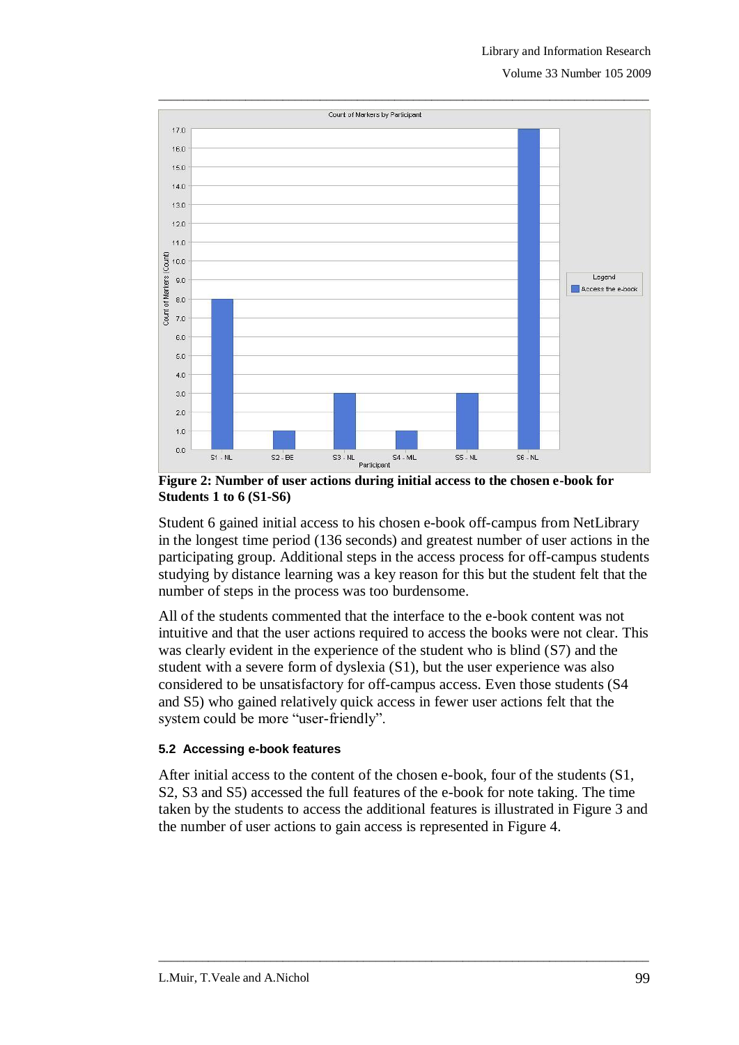**Figure 2: Number of user actions during initial access to the chosen e-book for Students 1 to 6 (S1-S6)**

Student 6 gained initial access to his chosen e-book off-campus from NetLibrary in the longest time period (136 seconds) and greatest number of user actions in the participating group. Additional steps in the access process for off-campus students studying by distance learning was a key reason for this but the student felt that the number of steps in the process was too burdensome.

All of the students commented that the interface to the e-book content was not intuitive and that the user actions required to access the books were not clear. This was clearly evident in the experience of the student who is blind (S7) and the student with a severe form of dyslexia (S1), but the user experience was also considered to be unsatisfactory for off-campus access. Even those students (S4 and S5) who gained relatively quick access in fewer user actions felt that the system could be more "user-friendly".

#### 5.2 Accessing e-book features

After initial access to the content of the chosen e-book, four of the students (S1, S2, S3 and S5) accessed the full features of the e-book for note taking. The time taken by the students to access the additional features is illustrated in Figure 3 and the number of user actions to gain access is represented in Figure 4.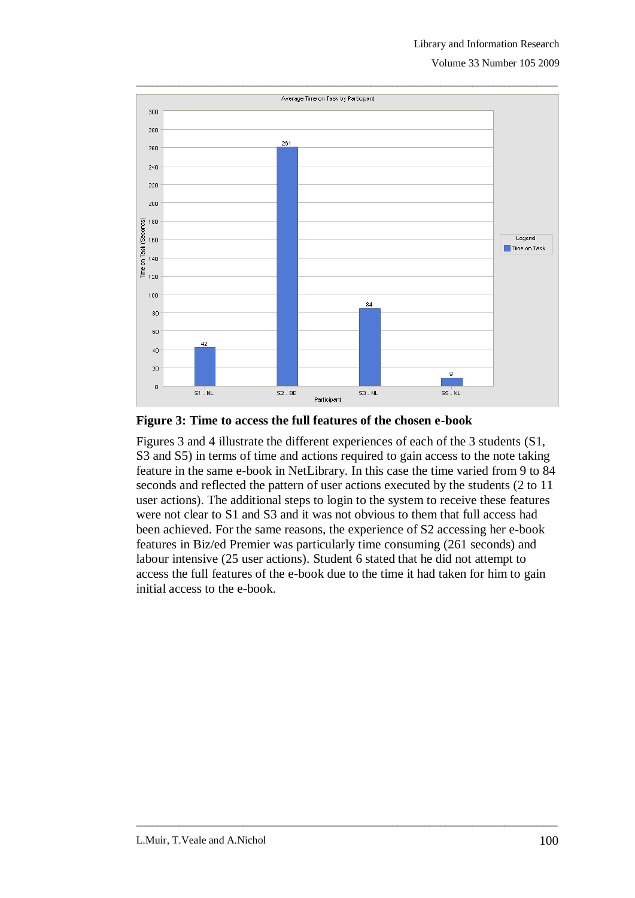**Figure 3: Time to access the full features of the chosen e-book**

Figures 3 and 4 illustrate the different experiences of each of the 3 students (S1, S3 and S5) in terms of time and actions required to gain access to the note taking feature in the same e-book in NetLibrary. In this case the time varied from 9 to 84 seconds and reflected the pattern of user actions executed by the students (2 to 11 user actions). The additional steps to login to the system to receive these features were not clear to S1 and S3 and it was not obvious to them that full access had been achieved. For the same reasons, the experience of S2 accessing her e-book features in Biz/ed Premier was particularly time consuming (261 seconds) and labour intensive (25 user actions). Student 6 stated that he did not attempt to access the full features of the e-book due to the time it had taken for him to gain initial access to the e-book.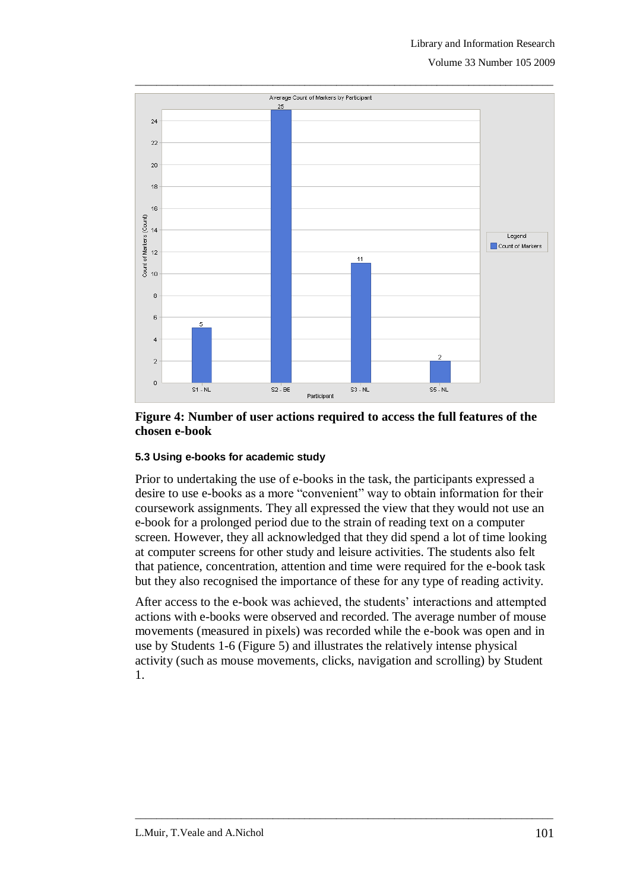**Figure 4: Number of user actions required to access the full features of the chosen e-book**

#### 5.3 Using e-books for academic study

Prior to undertaking the use of e-books in the task, the participants expressed a desire to use e-books as a more "convenient" way to obtain information for their coursework assignments. They all expressed the view that they would not use an e-book for a prolonged period due to the strain of reading text on a computer screen. However, they all acknowledged that they did spend a lot of time looking at computer screens for other study and leisure activities. The students also felt that patience, concentration, attention and time were required for the e-book task but they also recognised the importance of these for any type of reading activity.

After access to the e-book was achieved, the students' interactions and attempted actions with e-books were observed and recorded. The average number of mouse movements (measured in pixels) was recorded while the e-book was open and in use by Students 1-6 (Figure 5) and illustrates the relatively intense physical activity (such as mouse movements, clicks, navigation and scrolling) by Student 1.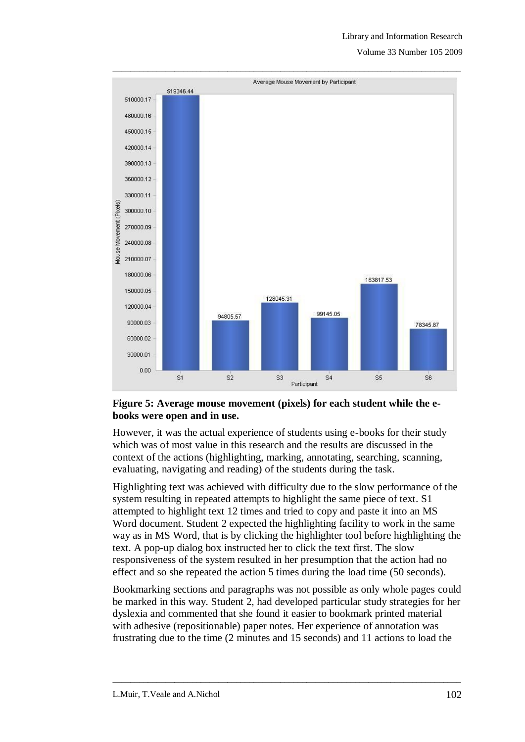**Figure 5: Average mouse movement (pixels) for each student while the e-books were open and in use.**

However, it was the actual experience of students using e-books for their study which was of most value in this research and the results are discussed in the context of the actions (highlighting, marking, annotating, searching, scanning, evaluating, navigating and reading) of the students during the task.

Highlighting text was achieved with difficulty due to the slow performance of the system resulting in repeated attempts to highlight the same piece of text. S1 attempted to highlight text 12 times and tried to copy and paste it into an MS Word document. Student 2 expected the highlighting facility to work in the same way as in MS Word, that is by clicking the highlighter tool before highlighting the text. A pop-up dialog box instructed her to click the text first. The slow responsiveness of the system resulted in her presumption that the action had no effect and so she repeated the action 5 times during the load time (50 seconds).

Bookmarking sections and paragraphs was not possible as only whole pages could be marked in this way. Student 2, had developed particular study strategies for her dyslexia and commented that she found it easier to bookmark printed material with adhesive (repositionable) paper notes. Her experience of annotation was frustrating due to the time (2 minutes and 15 seconds) and 11 actions to load the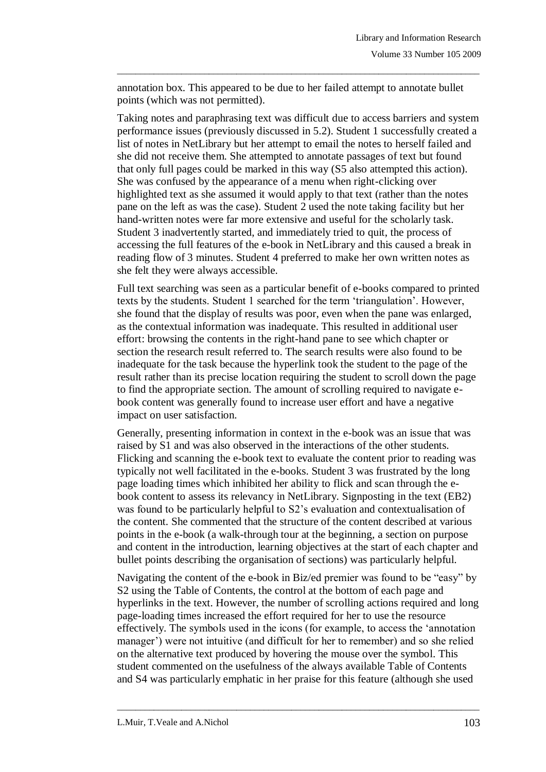annotation box. This appeared to be due to her failed attempt to annotate bullet points (which was not permitted).

Taking notes and paraphrasing text was difficult due to access barriers and system performance issues (previously discussed in 5.2). Student 1 successfully created a list of notes in NetLibrary but her attempt to email the notes to herself failed and she did not receive them. She attempted to annotate passages of text but found that only full pages could be marked in this way (S5 also attempted this action). She was confused by the appearance of a menu when right-clicking over highlighted text as she assumed it would apply to that text (rather than the notes pane on the left as was the case). Student 2 used the note taking facility but her hand-written notes were far more extensive and useful for the scholarly task. Student 3 inadvertently started, and immediately tried to quit, the process of accessing the full features of the e-book in NetLibrary and this caused a break in reading flow of 3 minutes. Student 4 preferred to make her own written notes as she felt they were always accessible.

Full text searching was seen as a particular benefit of e-books compared to printed texts by the students. Student 1 searched for the term 'triangulation'. However, she found that the display of results was poor, even when the pane was enlarged, as the contextual information was inadequate. This resulted in additional user effort: browsing the contents in the right-hand pane to see which chapter or section the research result referred to. The search results were also found to be inadequate for the task because the hyperlink took the student to the page of the result rather than its precise location requiring the student to scroll down the page to find the appropriate section. The amount of scrolling required to navigate e-book content was generally found to increase user effort and have a negative impact on user satisfaction.

Generally, presenting information in context in the e-book was an issue that was raised by S1 and was also observed in the interactions of the other students. Flicking and scanning the e-book text to evaluate the content prior to reading was typically not well facilitated in the e-books. Student 3 was frustrated by the long page loading times which inhibited her ability to flick and scan through the e-book content to assess its relevancy in NetLibrary. Signposting in the text (EB2) was found to be particularly helpful to S2's evaluation and contextualisation of the content. She commented that the structure of the content described at various points in the e-book (a walk-through tour at the beginning, a section on purpose and content in the introduction, learning objectives at the start of each chapter and bullet points describing the organisation of sections) was particularly helpful.

Navigating the content of the e-book in Biz/ed premier was found to be "easy" by S2 using the Table of Contents, the control at the bottom of each page and hyperlinks in the text. However, the number of scrolling actions required and long page-loading times increased the effort required for her to use the resource effectively. The symbols used in the icons (for example, to access the 'annotation manager') were not intuitive (and difficult for her to remember) and so she relied on the alternative text produced by hovering the mouse over the symbol. This student commented on the usefulness of the always available Table of Contents and S4 was particularly emphatic in her praise for this feature (although she used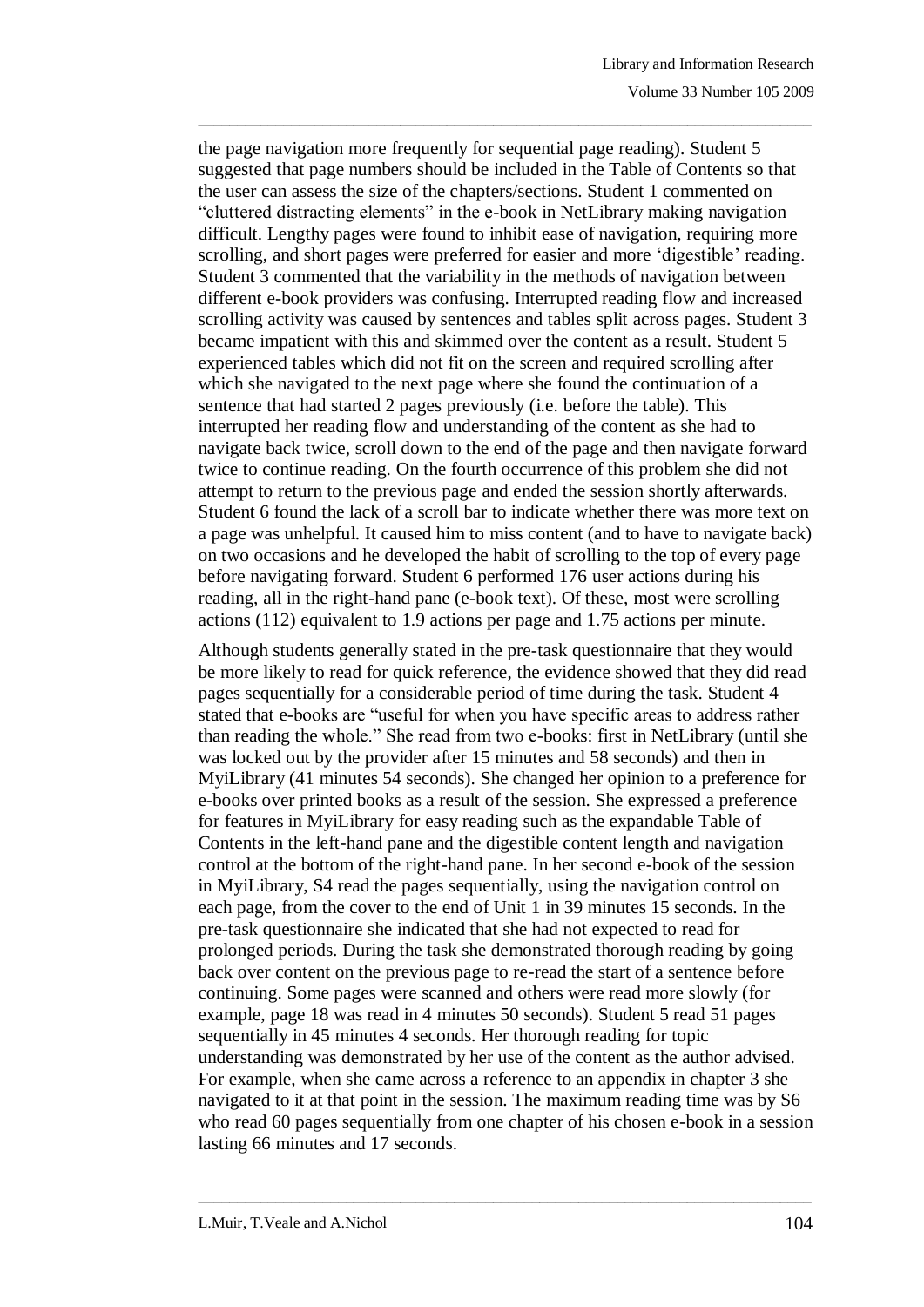the page navigation more frequently for sequential page reading). Student 5 suggested that page numbers should be included in the Table of Contents so that the user can assess the size of the chapters/sections. Student 1 commented on "cluttered distracting elements" in the e-book in NetLibrary making navigation difficult. Lengthy pages were found to inhibit ease of navigation, requiring more scrolling, and short pages were preferred for easier and more 'digestible' reading. Student 3 commented that the variability in the methods of navigation between different e-book providers was confusing. Interrupted reading flow and increased scrolling activity was caused by sentences and tables split across pages. Student 3 became impatient with this and skimmed over the content as a result. Student 5 experienced tables which did not fit on the screen and required scrolling after which she navigated to the next page where she found the continuation of a sentence that had started 2 pages previously (i.e. before the table). This interrupted her reading flow and understanding of the content as she had to navigate back twice, scroll down to the end of the page and then navigate forward twice to continue reading. On the fourth occurrence of this problem she did not attempt to return to the previous page and ended the session shortly afterwards. Student 6 found the lack of a scroll bar to indicate whether there was more text on a page was unhelpful. It caused him to miss content (and to have to navigate back) on two occasions and he developed the habit of scrolling to the top of every page before navigating forward. Student 6 performed 176 user actions during his reading, all in the right-hand pane (e-book text). Of these, most were scrolling actions (112) equivalent to 1.9 actions per page and 1.75 actions per minute.

Although students generally stated in the pre-task questionnaire that they would be more likely to read for quick reference, the evidence showed that they did read pages sequentially for a considerable period of time during the task. Student 4 stated that e-books are "useful for when you have specific areas to address rather than reading the whole." She read from two e-books: first in NetLibrary (until she was locked out by the provider after 15 minutes and 58 seconds) and then in MyiLibrary (41 minutes 54 seconds). She changed her opinion to a preference for e-books over printed books as a result of the session. She expressed a preference for features in MyiLibrary for easy reading such as the expandable Table of Contents in the left-hand pane and the digestible content length and navigation control at the bottom of the right-hand pane. In her second e-book of the session in MyiLibrary, S4 read the pages sequentially, using the navigation control on each page, from the cover to the end of Unit 1 in 39 minutes 15 seconds. In the pre-task questionnaire she indicated that she had not expected to read for prolonged periods. During the task she demonstrated thorough reading by going back over content on the previous page to re-read the start of a sentence before continuing. Some pages were scanned and others were read more slowly (for example, page 18 was read in 4 minutes 50 seconds). Student 5 read 51 pages sequentially in 45 minutes 4 seconds. Her thorough reading for topic understanding was demonstrated by her use of the content as the author advised. For example, when she came across a reference to an appendix in chapter 3 she navigated to it at that point in the session. The maximum reading time was by S6 who read 60 pages sequentially from one chapter of his chosen e-book in a session lasting 66 minutes and 17 seconds.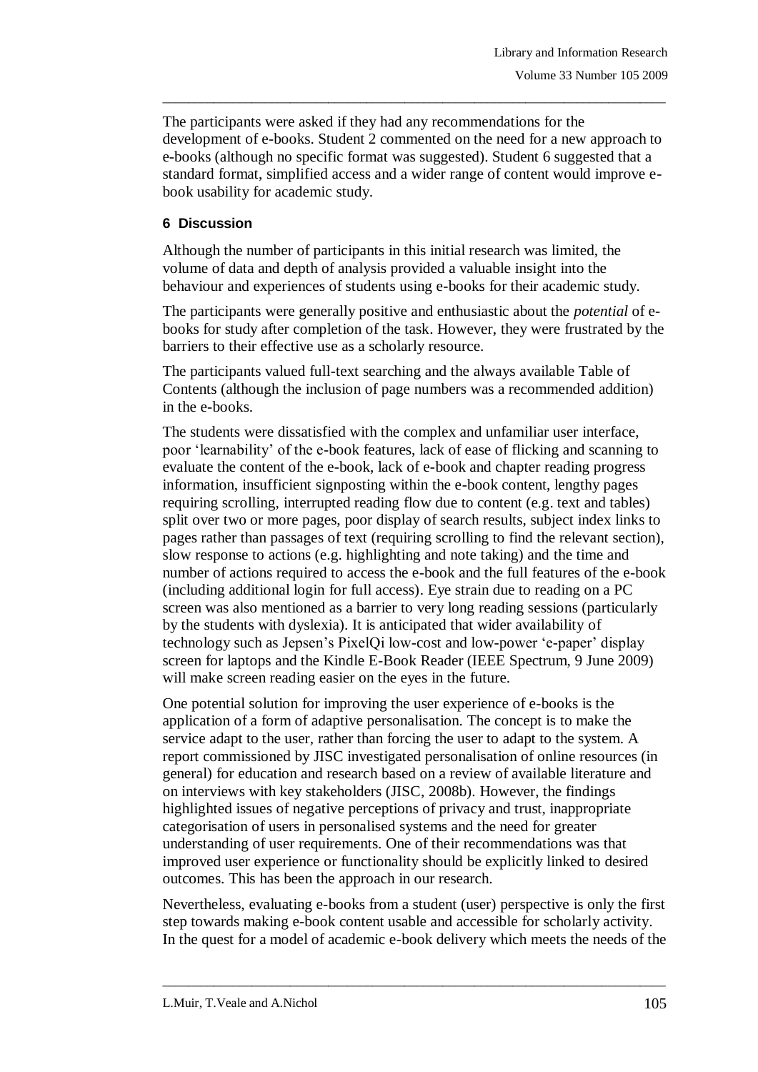The participants were asked if they had any recommendations for the development of e-books. Student 2 commented on the need for a new approach to e-books (although no specific format was suggested). Student 6 suggested that a standard format, simplified access and a wider range of content would improve e-book usability for academic study.

## 6 Discussion

Although the number of participants in this initial research was limited, the volume of data and depth of analysis provided a valuable insight into the behaviour and experiences of students using e-books for their academic study.

The participants were generally positive and enthusiastic about the *potential* of e-books for study after completion of the task. However, they were frustrated by the barriers to their effective use as a scholarly resource.

The participants valued full-text searching and the always available Table of Contents (although the inclusion of page numbers was a recommended addition) in the e-books.

The students were dissatisfied with the complex and unfamiliar user interface, poor 'learnability' of the e-book features, lack of ease of flicking and scanning to evaluate the content of the e-book, lack of e-book and chapter reading progress information, insufficient signposting within the e-book content, lengthy pages requiring scrolling, interrupted reading flow due to content (e.g. text and tables) split over two or more pages, poor display of search results, subject index links to pages rather than passages of text (requiring scrolling to find the relevant section), slow response to actions (e.g. highlighting and note taking) and the time and number of actions required to access the e-book and the full features of the e-book (including additional login for full access). Eye strain due to reading on a PC screen was also mentioned as a barrier to very long reading sessions (particularly by the students with dyslexia). It is anticipated that wider availability of technology such as Jepsen's PixelQi low-cost and low-power 'e-paper' display screen for laptops and the Kindle E-Book Reader (IEEE Spectrum, 9 June 2009) will make screen reading easier on the eyes in the future.

One potential solution for improving the user experience of e-books is the application of a form of adaptive personalisation. The concept is to make the service adapt to the user, rather than forcing the user to adapt to the system. A report commissioned by JISC investigated personalisation of online resources (in general) for education and research based on a review of available literature and on interviews with key stakeholders (JISC, 2008b). However, the findings highlighted issues of negative perceptions of privacy and trust, inappropriate categorisation of users in personalised systems and the need for greater understanding of user requirements. One of their recommendations was that improved user experience or functionality should be explicitly linked to desired outcomes. This has been the approach in our research.

Nevertheless, evaluating e-books from a student (user) perspective is only the first step towards making e-book content usable and accessible for scholarly activity. In the quest for a model of academic e-book delivery which meets the needs of the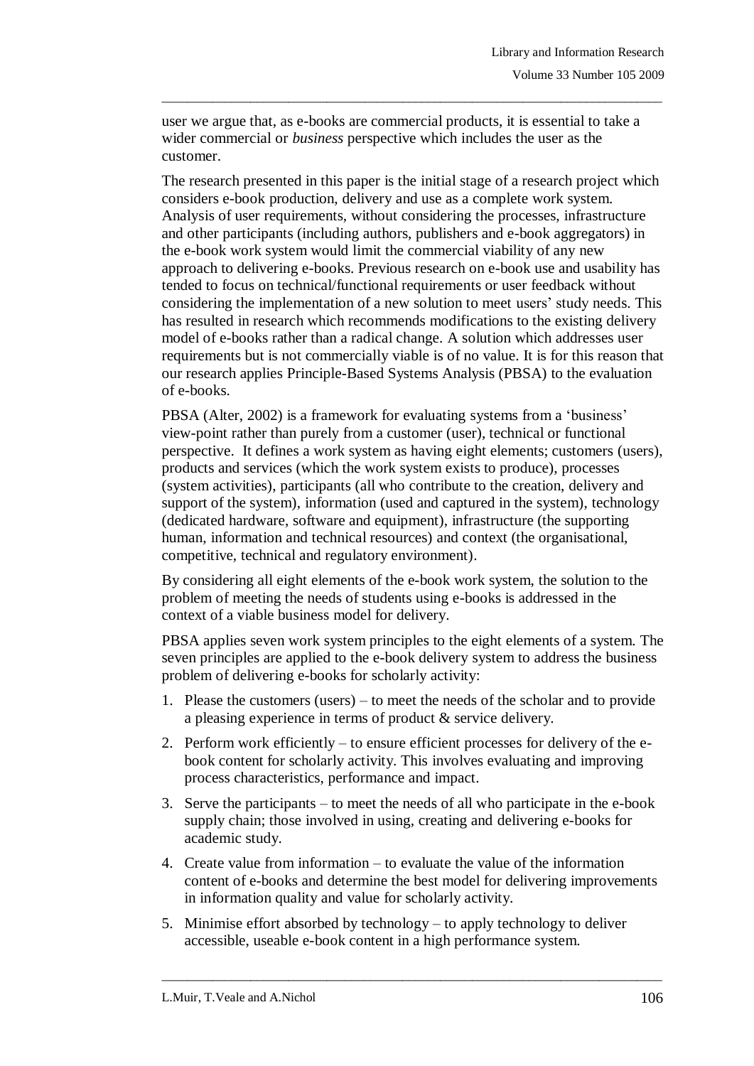user we argue that, as e-books are commercial products, it is essential to take a wider commercial or *business* perspective which includes the user as the customer.

The research presented in this paper is the initial stage of a research project which considers e-book production, delivery and use as a complete work system. Analysis of user requirements, without considering the processes, infrastructure and other participants (including authors, publishers and e-book aggregators) in the e-book work system would limit the commercial viability of any new approach to delivering e-books. Previous research on e-book use and usability has tended to focus on technical/functional requirements or user feedback without considering the implementation of a new solution to meet users' study needs. This has resulted in research which recommends modifications to the existing delivery model of e-books rather than a radical change. A solution which addresses user requirements but is not commercially viable is of no value. It is for this reason that our research applies Principle-Based Systems Analysis (PBSA) to the evaluation of e-books.

PBSA (Alter, 2002) is a framework for evaluating systems from a 'business' view-point rather than purely from a customer (user), technical or functional perspective. It defines a work system as having eight elements; customers (users), products and services (which the work system exists to produce), processes (system activities), participants (all who contribute to the creation, delivery and support of the system), information (used and captured in the system), technology (dedicated hardware, software and equipment), infrastructure (the supporting human, information and technical resources) and context (the organisational, competitive, technical and regulatory environment).

By considering all eight elements of the e-book work system, the solution to the problem of meeting the needs of students using e-books is addressed in the context of a viable business model for delivery.

PBSA applies seven work system principles to the eight elements of a system. The seven principles are applied to the e-book delivery system to address the business problem of delivering e-books for scholarly activity:

1. Please the customers (users) – to meet the needs of the scholar and to provide a pleasing experience in terms of product & service delivery.
2. Perform work efficiently – to ensure efficient processes for delivery of the e-book content for scholarly activity. This involves evaluating and improving process characteristics, performance and impact.
3. Serve the participants – to meet the needs of all who participate in the e-book supply chain; those involved in using, creating and delivering e-books for academic study.
4. Create value from information – to evaluate the value of the information content of e-books and determine the best model for delivering improvements in information quality and value for scholarly activity.
5. Minimise effort absorbed by technology – to apply technology to deliver accessible, useable e-book content in a high performance system.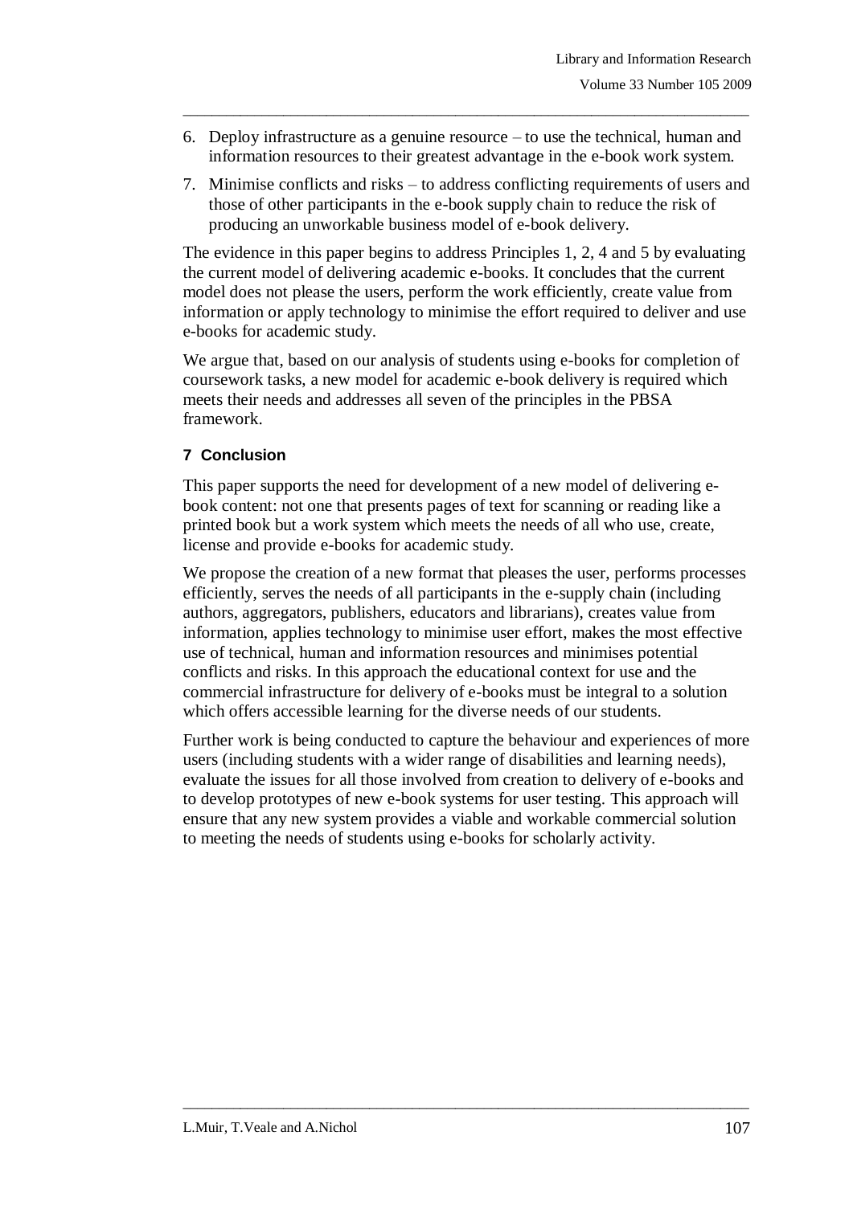6. Deploy infrastructure as a genuine resource – to use the technical, human and information resources to their greatest advantage in the e-book work system.
7. Minimise conflicts and risks – to address conflicting requirements of users and those of other participants in the e-book supply chain to reduce the risk of producing an unworkable business model of e-book delivery.

The evidence in this paper begins to address Principles 1, 2, 4 and 5 by evaluating the current model of delivering academic e-books. It concludes that the current model does not please the users, perform the work efficiently, create value from information or apply technology to minimise the effort required to deliver and use e-books for academic study.

We argue that, based on our analysis of students using e-books for completion of coursework tasks, a new model for academic e-book delivery is required which meets their needs and addresses all seven of the principles in the PBSA framework.

## 7 Conclusion

This paper supports the need for development of a new model of delivering e-book content: not one that presents pages of text for scanning or reading like a printed book but a work system which meets the needs of all who use, create, license and provide e-books for academic study.

We propose the creation of a new format that pleases the user, performs processes efficiently, serves the needs of all participants in the e-supply chain (including authors, aggregators, publishers, educators and librarians), creates value from information, applies technology to minimise user effort, makes the most effective use of technical, human and information resources and minimises potential conflicts and risks. In this approach the educational context for use and the commercial infrastructure for delivery of e-books must be integral to a solution which offers accessible learning for the diverse needs of our students.

Further work is being conducted to capture the behaviour and experiences of more users (including students with a wider range of disabilities and learning needs), evaluate the issues for all those involved from creation to delivery of e-books and to develop prototypes of new e-book systems for user testing. This approach will ensure that any new system provides a viable and workable commercial solution to meeting the needs of students using e-books for scholarly activity.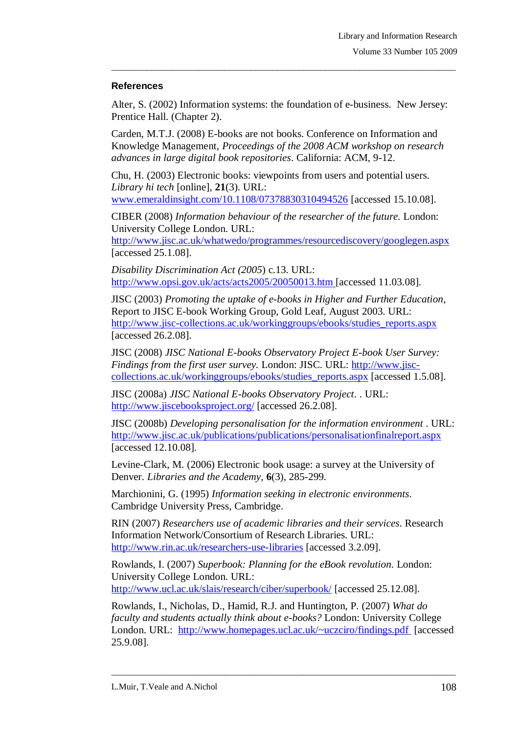### References

Alter, S. (2002) Information systems: the foundation of e-business. New Jersey: Prentice Hall. (Chapter 2).

Carden, M.T.J. (2008) E-books are not books. Conference on Information and Knowledge Management, *Proceedings of the 2008 ACM workshop on research advances in large digital book repositories*. California: ACM, 9-12.

Chu, H. (2003) Electronic books: viewpoints from users and potential users. *Library hi tech* [online], **21**(3). URL: www.emeraldinsight.com/10.1108/07378830310494526 [accessed 15.10.08].

CIBER (2008) *Information behaviour of the researcher of the future.* London: University College London. URL: http://www.jisc.ac.uk/whatwedo/programmes/resourcediscovery/googlegen.aspx [accessed 25.1.08].

*Disability Discrimination Act (2005*) c.13. URL: http://www.opsi.gov.uk/acts/acts2005/20050013.htm [accessed 11.03.08].

JISC (2003) *Promoting the uptake of e-books in Higher and Further Education*, Report to JISC E-book Working Group, Gold Leaf, August 2003. URL: http://www.jisc-collections.ac.uk/workinggroups/ebooks/studies_reports.aspx [accessed 26.2.08].

JISC (2008) *JISC National E-books Observatory Project E-book User Survey: Findings from the first user survey.* London: JISC. URL: http://www.jisc-collections.ac.uk/workinggroups/ebooks/studies_reports.aspx [accessed 1.5.08].

JISC (2008a) *JISC National E-books Observatory Project*. . URL: http://www.jiscebooksproject.org/ [accessed 26.2.08].

JISC (2008b) *Developing personalisation for the information environment* . URL: http://www.jisc.ac.uk/publications/publications/personalisationfinalreport.aspx [accessed 12.10.08].

Levine-Clark, M. (2006) Electronic book usage: a survey at the University of Denver. *Libraries and the Academy,* **6**(3), 285-299.

Marchionini, G. (1995) *Information seeking in electronic environments*. Cambridge University Press, Cambridge.

RIN (2007) *Researchers use of academic libraries and their services*. Research Information Network/Consortium of Research Libraries. URL: http://www.rin.ac.uk/researchers-use-libraries [accessed 3.2.09].

Rowlands, I. (2007) *Superbook: Planning for the eBook revolution.* London: University College London. URL: http://www.ucl.ac.uk/slais/research/ciber/superbook/ [accessed 25.12.08].

Rowlands, I., Nicholas, D., Hamid, R.J. and Huntington, P. (2007) *What do faculty and students actually think about e-books?* London: University College London. URL: http://www.homepages.ucl.ac.uk/~uczciro/findings.pdf [accessed 25.9.08].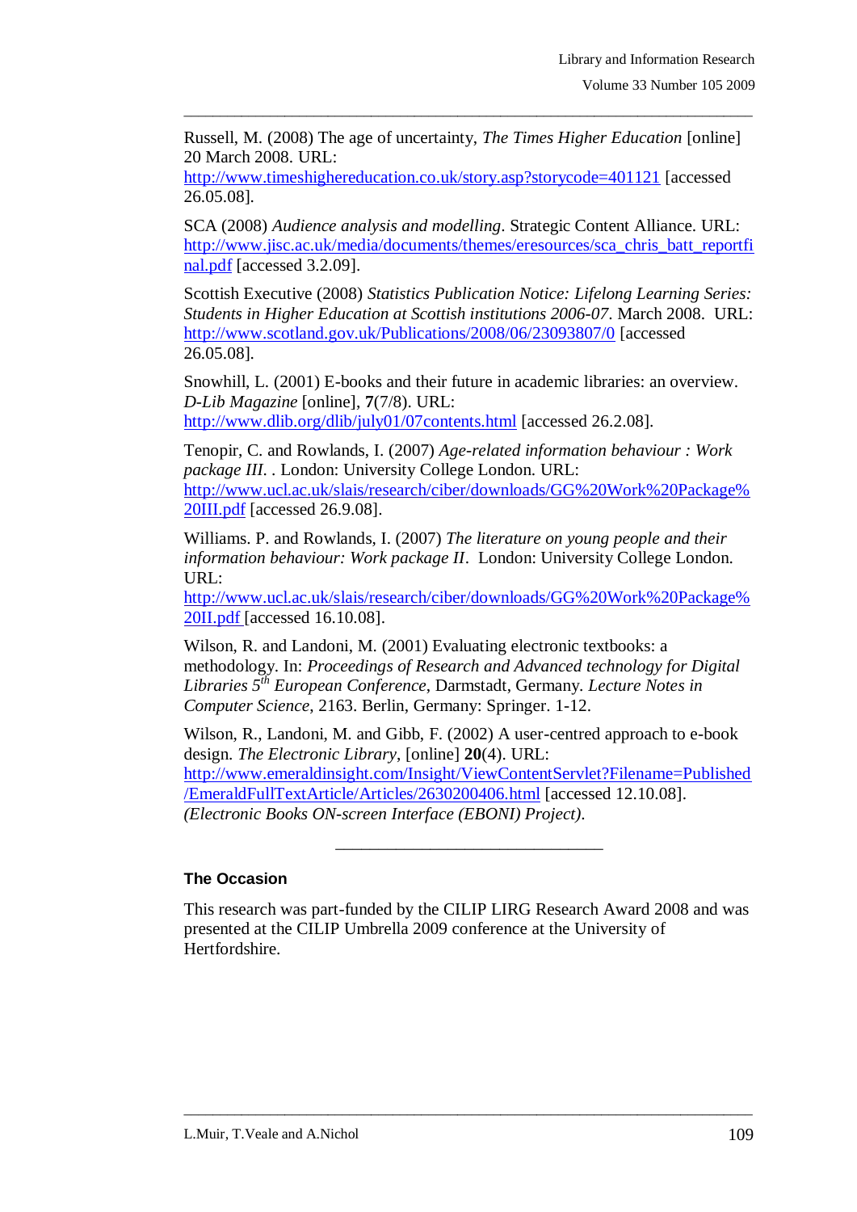Russell, M. (2008) The age of uncertainty, *The Times Higher Education* [online] 20 March 2008. URL: http://www.timeshighereducation.co.uk/story.asp?storycode=401121 [accessed 26.05.08].

SCA (2008) *Audience analysis and modelling*. Strategic Content Alliance. URL: http://www.jisc.ac.uk/media/documents/themes/eresources/sca_chris_batt_reportfinal.pdf [accessed 3.2.09].

Scottish Executive (2008) *Statistics Publication Notice: Lifelong Learning Series: Students in Higher Education at Scottish institutions 2006-07*. March 2008. URL: http://www.scotland.gov.uk/Publications/2008/06/23093807/0 [accessed 26.05.08].

Snowhill, L. (2001) E-books and their future in academic libraries: an overview. *D-Lib Magazine* [online], **7**(7/8). URL: http://www.dlib.org/dlib/july01/07contents.html [accessed 26.2.08].

Tenopir, C. and Rowlands, I. (2007) *Age-related information behaviour : Work package III*. . London: University College London. URL: http://www.ucl.ac.uk/slais/research/ciber/downloads/GG%20Work%20Package%20III.pdf [accessed 26.9.08].

Williams. P. and Rowlands, I. (2007) *The literature on young people and their information behaviour: Work package II*. London: University College London. URL: http://www.ucl.ac.uk/slais/research/ciber/downloads/GG%20Work%20Package%20II.pdf [accessed 16.10.08].

Wilson, R. and Landoni, M. (2001) Evaluating electronic textbooks: a methodology. In: *Proceedings of Research and Advanced technology for Digital Libraries 5th European Conference*, Darmstadt, Germany. *Lecture Notes in Computer Science*, 2163. Berlin, Germany: Springer. 1-12.

Wilson, R., Landoni, M. and Gibb, F. (2002) A user-centred approach to e-book design. *The Electronic Library*, [online] **20**(4). URL: http://www.emeraldinsight.com/Insight/ViewContentServlet?Filename=Published/EmeraldFullTextArticle/Articles/2630200406.html [accessed 12.10.08]. *(Electronic Books ON-screen Interface (EBONI) Project)*.

---

**The Occasion**

This research was part-funded by the CILIP LIRG Research Award 2008 and was presented at the CILIP Umbrella 2009 conference at the University of Hertfordshire.